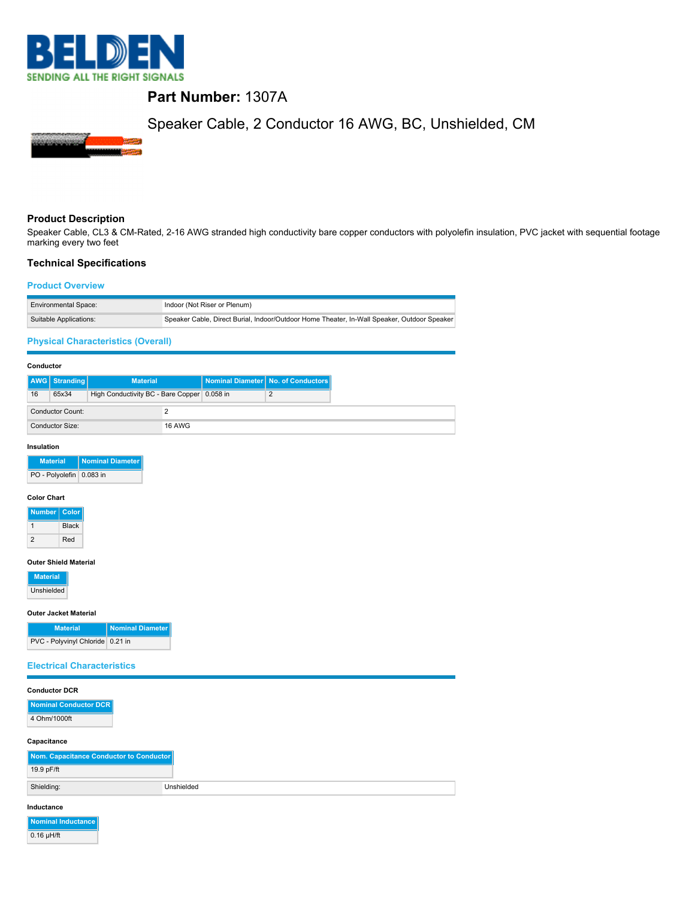**BELDEN**
SENDING ALL THE RIGHT SIGNALS

# Part Number: 1307A

## Speaker Cable, 2 Conductor 16 AWG, BC, Unshielded, CM

### Product Description

Speaker Cable, CL3 & CM-Rated, 2-16 AWG stranded high conductivity bare copper conductors with polyolefin insulation, PVC jacket with sequential footage marking every two feet

### Technical Specifications

#### Product Overview

| | |
|---|---|
| Environmental Space: | Indoor (Not Riser or Plenum) |
| Suitable Applications: | Speaker Cable, Direct Burial, Indoor/Outdoor Home Theater, In-Wall Speaker, Outdoor Speaker |

#### Physical Characteristics (Overall)

**Conductor**

| AWG | Stranding | Material | Nominal Diameter | No. of Conductors |
|---|---|---|---|---|
| 16 | 65x34 | High Conductivity BC - Bare Copper | 0.058 in | 2 |

| | |
|---|---|
| Conductor Count: | 2 |
| Conductor Size: | 16 AWG |

**Insulation**

| Material | Nominal Diameter |
|---|---|
| PO - Polyolefin | 0.083 in |

**Color Chart**

| Number | Color |
|---|---|
| 1 | Black |
| 2 | Red |

**Outer Shield Material**

| Material |
|---|
| Unshielded |

**Outer Jacket Material**

| Material | Nominal Diameter |
|---|---|
| PVC - Polyvinyl Chloride | 0.21 in |

#### Electrical Characteristics

**Conductor DCR**

| Nominal Conductor DCR |
|---|
| 4 Ohm/1000ft |

**Capacitance**

| Nom. Capacitance Conductor to Conductor |
|---|
| 19.9 pF/ft |

| | |
|---|---|
| Shielding: | Unshielded |

**Inductance**

| Nominal Inductance |
|---|
| 0.16 µH/ft |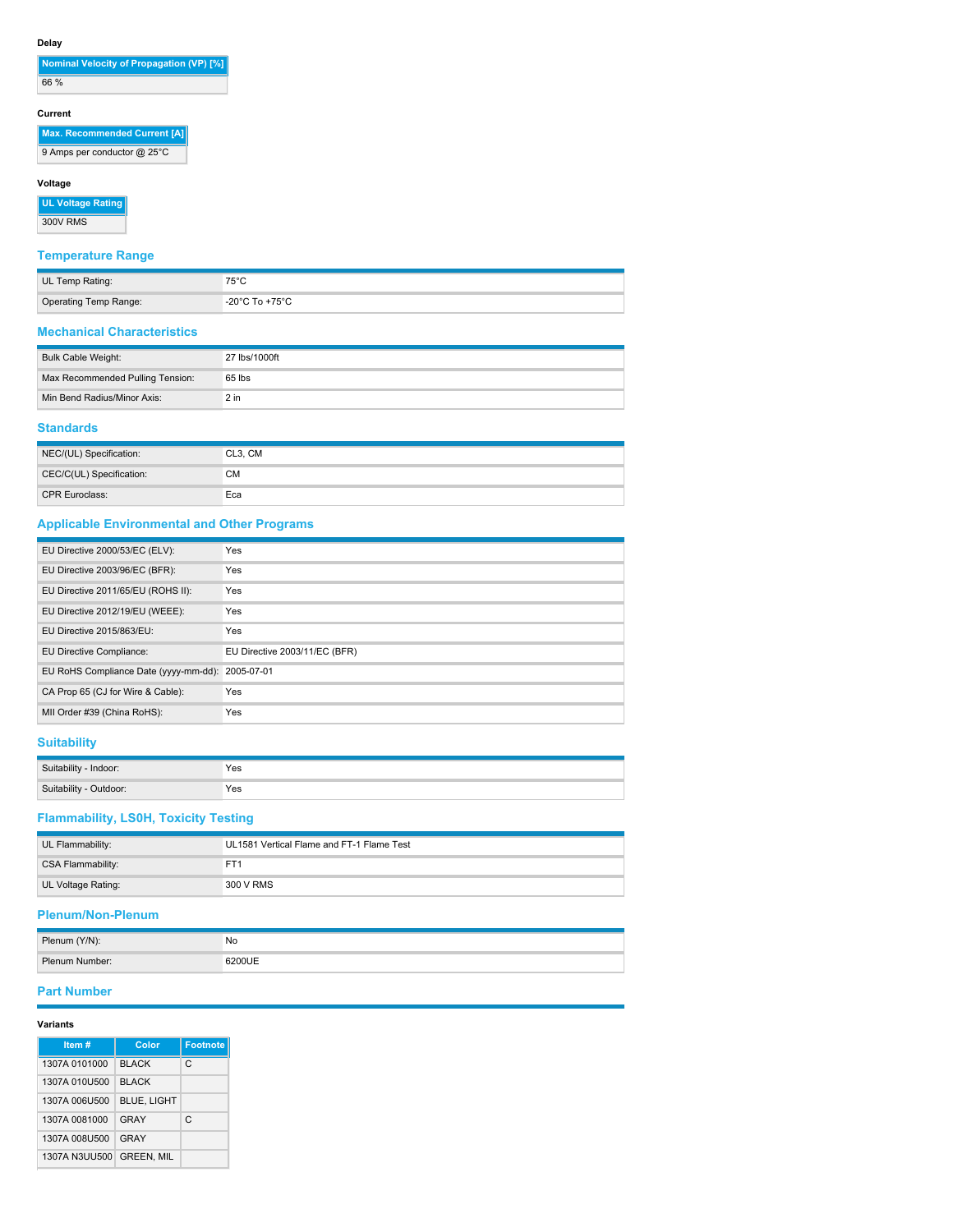#### Delay

| Nominal Velocity of Propagation (VP) [%] |
| --- |
| 66 % |

#### Current

| Max. Recommended Current [A] |
| --- |
| 9 Amps per conductor @ 25°C |

#### Voltage

| UL Voltage Rating |
| --- |
| 300V RMS |

## Temperature Range

| | |
| --- | --- |
| UL Temp Rating: | 75°C |
| Operating Temp Range: | -20°C To +75°C |

## Mechanical Characteristics

| | |
| --- | --- |
| Bulk Cable Weight: | 27 lbs/1000ft |
| Max Recommended Pulling Tension: | 65 lbs |
| Min Bend Radius/Minor Axis: | 2 in |

## Standards

| | |
| --- | --- |
| NEC/(UL) Specification: | CL3, CM |
| CEC/C(UL) Specification: | CM |
| CPR Euroclass: | Eca |

## Applicable Environmental and Other Programs

| | |
| --- | --- |
| EU Directive 2000/53/EC (ELV): | Yes |
| EU Directive 2003/96/EC (BFR): | Yes |
| EU Directive 2011/65/EU (ROHS II): | Yes |
| EU Directive 2012/19/EU (WEEE): | Yes |
| EU Directive 2015/863/EU: | Yes |
| EU Directive Compliance: | EU Directive 2003/11/EC (BFR) |
| EU RoHS Compliance Date (yyyy-mm-dd): | 2005-07-01 |
| CA Prop 65 (CJ for Wire & Cable): | Yes |
| MII Order #39 (China RoHS): | Yes |

## Suitability

| | |
| --- | --- |
| Suitability - Indoor: | Yes |
| Suitability - Outdoor: | Yes |

## Flammability, LS0H, Toxicity Testing

| | |
| --- | --- |
| UL Flammability: | UL1581 Vertical Flame and FT-1 Flame Test |
| CSA Flammability: | FT1 |
| UL Voltage Rating: | 300 V RMS |

## Plenum/Non-Plenum

| | |
| --- | --- |
| Plenum (Y/N): | No |
| Plenum Number: | 6200UE |

## Part Number

#### Variants

| Item # | Color | Footnote |
| --- | --- | --- |
| 1307A 0101000 | BLACK | C |
| 1307A 010U500 | BLACK | |
| 1307A 006U500 | BLUE, LIGHT | |
| 1307A 0081000 | GRAY | C |
| 1307A 008U500 | GRAY | |
| 1307A N3UU500 | GREEN, MIL | |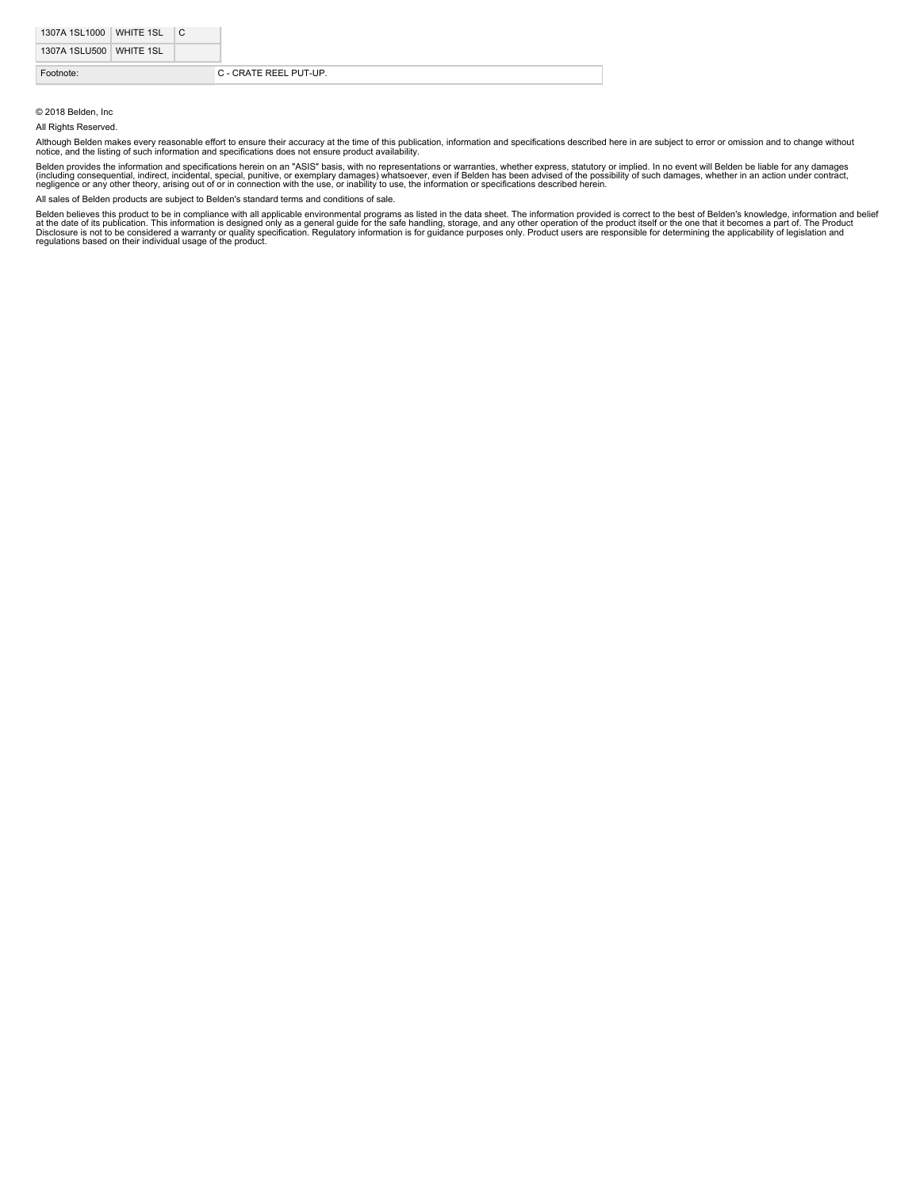| | | |
|---|---|---|
| 1307A 1SL1000 | WHITE 1SL | C |
| 1307A 1SLU500 | WHITE 1SL | |

| | |
|---|---|
| Footnote: | C - CRATE REEL PUT-UP. |

© 2018 Belden, Inc

All Rights Reserved.

Although Belden makes every reasonable effort to ensure their accuracy at the time of this publication, information and specifications described here in are subject to error or omission and to change without notice, and the listing of such information and specifications does not ensure product availability.

Belden provides the information and specifications herein on an "ASIS" basis, with no representations or warranties, whether express, statutory or implied. In no event will Belden be liable for any damages (including consequential, indirect, incidental, special, punitive, or exemplary damages) whatsoever, even if Belden has been advised of the possibility of such damages, whether in an action under contract, negligence or any other theory, arising out of or in connection with the use, or inability to use, the information or specifications described herein.

All sales of Belden products are subject to Belden's standard terms and conditions of sale.

Belden believes this product to be in compliance with all applicable environmental programs as listed in the data sheet. The information provided is correct to the best of Belden's knowledge, information and belief at the date of its publication. This information is designed only as a general guide for the safe handling, storage, and any other operation of the product itself or the one that it becomes a part of. The Product Disclosure is not to be considered a warranty or quality specification. Regulatory information is for guidance purposes only. Product users are responsible for determining the applicability of legislation and regulations based on their individual usage of the product.